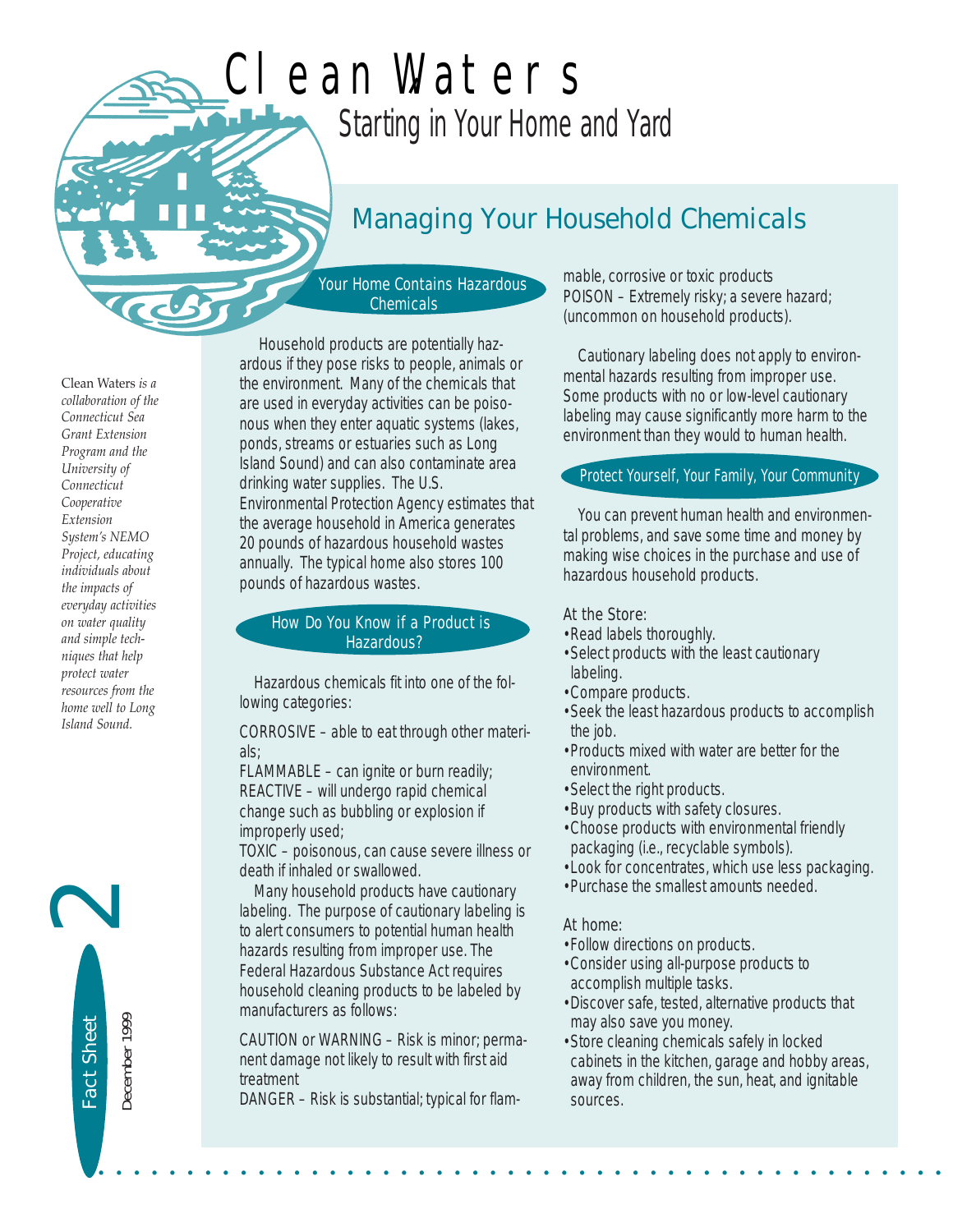# Clean Waters

## Starting in Your Home and Yard

## Managing Your Household Chemicals

*Clean Waters is a collaboration of the Connecticut Sea Grant Extension Program and the University of Connecticut Cooperative Extension System's NEMO Project, educating individuals about the impacts of everyday activities on water quality and simple techniques that help protect water resources from the home well to Long Island Sound.*

Fact Sheet 2

December 1999

### Your Home Contains Hazardous Chemicals

Household products are potentially hazardous if they pose risks to people, animals or the environment. Many of the chemicals that are used in everyday activities can be poisonous when they enter aquatic systems (lakes, ponds, streams or estuaries such as Long Island Sound) and can also contaminate area drinking water supplies. The U.S. Environmental Protection Agency estimates that the average household in America generates 20 pounds of hazardous household wastes annually. The typical home also stores 100 pounds of hazardous wastes.

### How Do You Know if a Product is Hazardous?

Hazardous chemicals fit into one of the following categories:

CORROSIVE – able to eat through other materials;
FLAMMABLE – can ignite or burn readily;
REACTIVE – will undergo rapid chemical change such as bubbling or explosion if improperly used;
TOXIC – poisonous, can cause severe illness or death if inhaled or swallowed.

Many household products have cautionary labeling. The purpose of cautionary labeling is to alert consumers to potential human health hazards resulting from improper use. The Federal Hazardous Substance Act requires household cleaning products to be labeled by manufacturers as follows:

CAUTION or WARNING – Risk is minor; permanent damage not likely to result with first aid treatment
DANGER – Risk is substantial; typical for flammable, corrosive or toxic products
POISON – Extremely risky; a severe hazard; (uncommon on household products).

Cautionary labeling does not apply to environmental hazards resulting from improper use. Some products with no or low-level cautionary labeling may cause significantly more harm to the environment than they would to human health.

### Protect Yourself, Your Family, Your Community

You can prevent human health and environmental problems, and save some time and money by making wise choices in the purchase and use of hazardous household products.

At the Store:

- Read labels thoroughly.
- Select products with the least cautionary labeling.
- Compare products.
- Seek the least hazardous products to accomplish the job.
- Products mixed with water are better for the environment.
- Select the right products.
- Buy products with safety closures.
- Choose products with environmental friendly packaging (i.e., recyclable symbols).
- Look for concentrates, which use less packaging.
- Purchase the smallest amounts needed.

At home:

- Follow directions on products.
- Consider using all-purpose products to accomplish multiple tasks.
- Discover safe, tested, alternative products that may also save you money.
- Store cleaning chemicals safely in locked cabinets in the kitchen, garage and hobby areas, away from children, the sun, heat, and ignitable sources.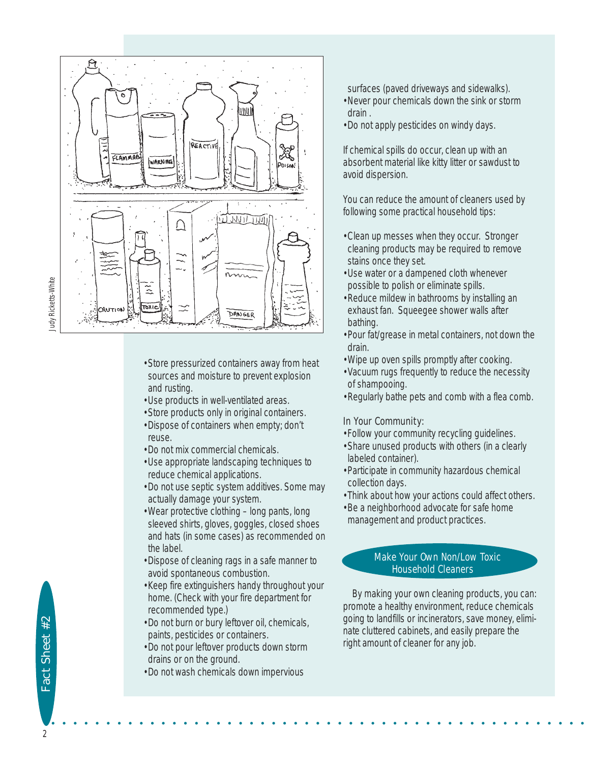- Store pressurized containers away from heat sources and moisture to prevent explosion and rusting.
- Use products in well-ventilated areas.
- Store products only in original containers.
- Dispose of containers when empty; don't reuse.
- Do not mix commercial chemicals.
- Use appropriate landscaping techniques to reduce chemical applications.
- Do not use septic system additives. Some may actually damage your system.
- Wear protective clothing – long pants, long sleeved shirts, gloves, goggles, closed shoes and hats (in some cases) as recommended on the label.
- Dispose of cleaning rags in a safe manner to avoid spontaneous combustion.
- Keep fire extinguishers handy throughout your home. (Check with your fire department for recommended type.)
- Do not burn or bury leftover oil, chemicals, paints, pesticides or containers.
- Do not pour leftover products down storm drains or on the ground.
- Do not wash chemicals down impervious surfaces (paved driveways and sidewalks).
- Never pour chemicals down the sink or storm drain .
- Do not apply pesticides on windy days.

If chemical spills do occur, clean up with an absorbent material like kitty litter or sawdust to avoid dispersion.

You can reduce the amount of cleaners used by following some practical household tips:

- Clean up messes when they occur. Stronger cleaning products may be required to remove stains once they set.
- Use water or a dampened cloth whenever possible to polish or eliminate spills.
- Reduce mildew in bathrooms by installing an exhaust fan. Squeegee shower walls after bathing.
- Pour fat/grease in metal containers, not down the drain.
- Wipe up oven spills promptly after cooking.
- Vacuum rugs frequently to reduce the necessity of shampooing.
- Regularly bathe pets and comb with a flea comb.

In Your Community:

- Follow your community recycling guidelines.
- Share unused products with others (in a clearly labeled container).
- Participate in community hazardous chemical collection days.
- Think about how your actions could affect others.
- Be a neighborhood advocate for safe home management and product practices.

## Make Your Own Non/Low Toxic Household Cleaners

By making your own cleaning products, you can: promote a healthy environment, reduce chemicals going to landfills or incinerators, save money, eliminate cluttered cabinets, and easily prepare the right amount of cleaner for any job.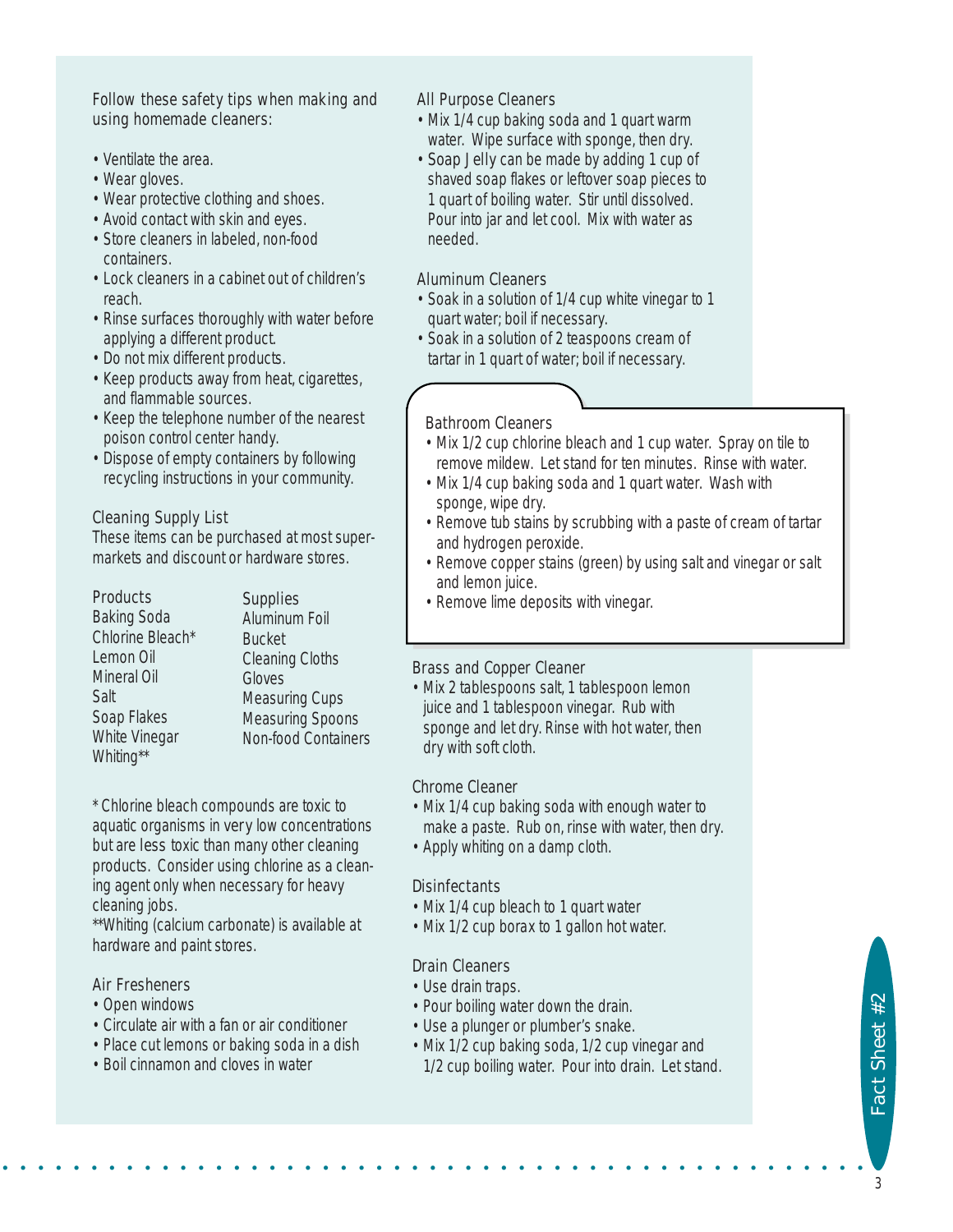Follow these safety tips when making and using homemade cleaners:

- Ventilate the area.
- Wear gloves.
- Wear protective clothing and shoes.
- Avoid contact with skin and eyes.
- Store cleaners in labeled, non-food containers.
- Lock cleaners in a cabinet out of children's reach.
- Rinse surfaces thoroughly with water before applying a different product.
- Do not mix different products.
- Keep products away from heat, cigarettes, and flammable sources.
- Keep the telephone number of the nearest poison control center handy.
- Dispose of empty containers by following recycling instructions in your community.

### Cleaning Supply List

These items can be purchased at most supermarkets and discount or hardware stores.

| Products | Supplies |
|---|---|
| Baking Soda | Aluminum Foil |
| Chlorine Bleach* | Bucket |
| Lemon Oil | Cleaning Cloths |
| Mineral Oil | Gloves |
| Salt | Measuring Cups |
| Soap Flakes | Measuring Spoons |
| White Vinegar | Non-food Containers |
| Whiting** | |

\* Chlorine bleach compounds are toxic to aquatic organisms in very low concentrations but are less toxic than many other cleaning products. Consider using chlorine as a cleaning agent only when necessary for heavy cleaning jobs.

** Whiting (calcium carbonate) is available at hardware and paint stores.

### Air Fresheners

- Open windows
- Circulate air with a fan or air conditioner
- Place cut lemons or baking soda in a dish
- Boil cinnamon and cloves in water

### All Purpose Cleaners

- Mix 1/4 cup baking soda and 1 quart warm water. Wipe surface with sponge, then dry.
- Soap Jelly can be made by adding 1 cup of shaved soap flakes or leftover soap pieces to 1 quart of boiling water. Stir until dissolved. Pour into jar and let cool. Mix with water as needed.

### Aluminum Cleaners

- Soak in a solution of 1/4 cup white vinegar to 1 quart water; boil if necessary.
- Soak in a solution of 2 teaspoons cream of tartar in 1 quart of water; boil if necessary.

### Bathroom Cleaners

- Mix 1/2 cup chlorine bleach and 1 cup water. Spray on tile to remove mildew. Let stand for ten minutes. Rinse with water.
- Mix 1/4 cup baking soda and 1 quart water. Wash with sponge, wipe dry.
- Remove tub stains by scrubbing with a paste of cream of tartar and hydrogen peroxide.
- Remove copper stains (green) by using salt and vinegar or salt and lemon juice.
- Remove lime deposits with vinegar.

### Brass and Copper Cleaner

- Mix 2 tablespoons salt, 1 tablespoon lemon juice and 1 tablespoon vinegar. Rub with sponge and let dry. Rinse with hot water, then dry with soft cloth.

### Chrome Cleaner

- Mix 1/4 cup baking soda with enough water to make a paste. Rub on, rinse with water, then dry.
- Apply whiting on a damp cloth.

### Disinfectants

- Mix 1/4 cup bleach to 1 quart water
- Mix 1/2 cup borax to 1 gallon hot water.

### Drain Cleaners

- Use drain traps.
- Pour boiling water down the drain.
- Use a plunger or plumber's snake.
- Mix 1/2 cup baking soda, 1/2 cup vinegar and 1/2 cup boiling water. Pour into drain. Let stand.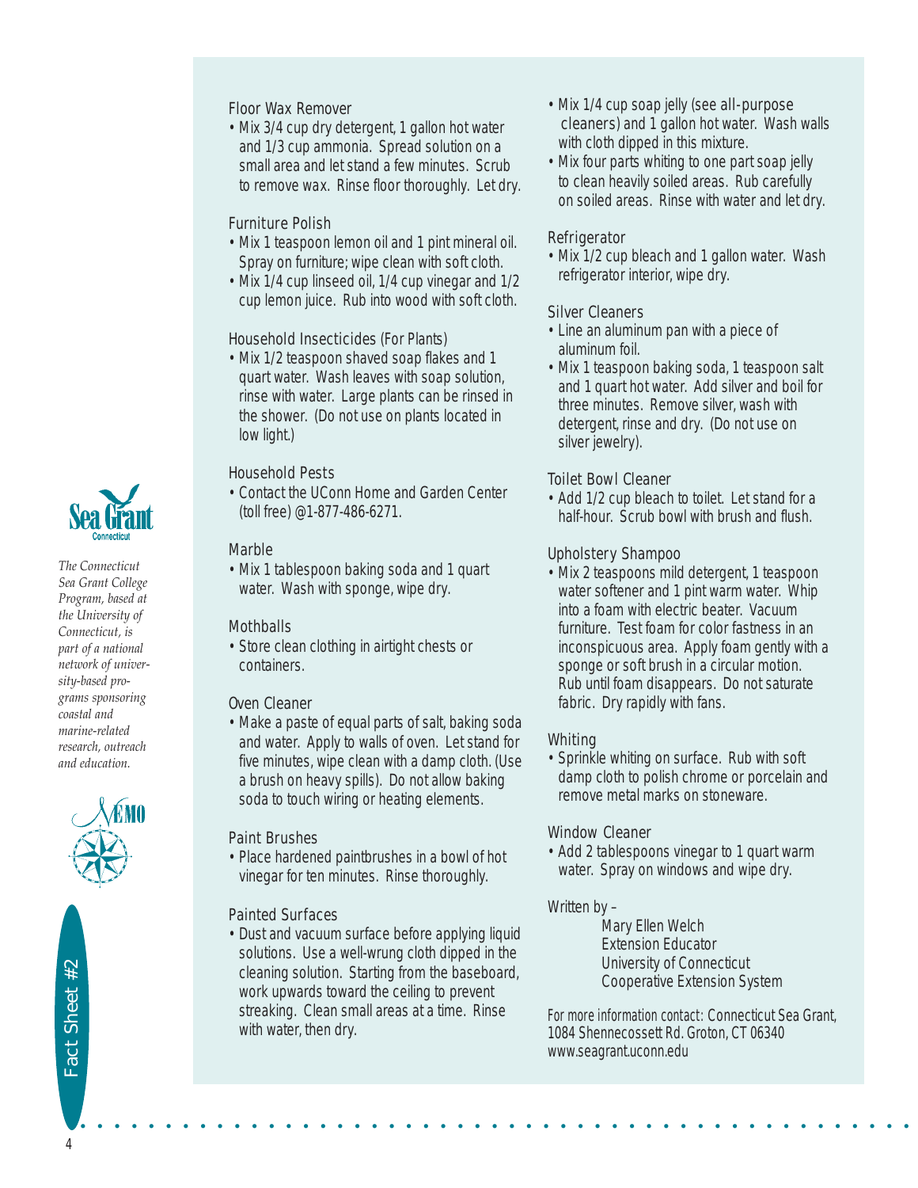### Floor Wax Remover

- Mix 3/4 cup dry detergent, 1 gallon hot water and 1/3 cup ammonia. Spread solution on a small area and let stand a few minutes. Scrub to remove wax. Rinse floor thoroughly. Let dry.

### Furniture Polish

- Mix 1 teaspoon lemon oil and 1 pint mineral oil. Spray on furniture; wipe clean with soft cloth.
- Mix 1/4 cup linseed oil, 1/4 cup vinegar and 1/2 cup lemon juice. Rub into wood with soft cloth.

### Household Insecticides (For Plants)

- Mix 1/2 teaspoon shaved soap flakes and 1 quart water. Wash leaves with soap solution, rinse with water. Large plants can be rinsed in the shower. (Do not use on plants located in low light.)

### Household Pests

- Contact the UConn Home and Garden Center (toll free) @1-877-486-6271.

### Marble

- Mix 1 tablespoon baking soda and 1 quart water. Wash with sponge, wipe dry.

### Mothballs

- Store clean clothing in airtight chests or containers.

### Oven Cleaner

- Make a paste of equal parts of salt, baking soda and water. Apply to walls of oven. Let stand for five minutes, wipe clean with a damp cloth. (Use a brush on heavy spills). Do not allow baking soda to touch wiring or heating elements.

### Paint Brushes

- Place hardened paintbrushes in a bowl of hot vinegar for ten minutes. Rinse thoroughly.

### Painted Surfaces

- Dust and vacuum surface before applying liquid solutions. Use a well-wrung cloth dipped in the cleaning solution. Starting from the baseboard, work upwards toward the ceiling to prevent streaking. Clean small areas at a time. Rinse with water, then dry.
- Mix 1/4 cup soap jelly (see all-purpose cleaners) and 1 gallon hot water. Wash walls with cloth dipped in this mixture.
- Mix four parts whiting to one part soap jelly to clean heavily soiled areas. Rub carefully on soiled areas. Rinse with water and let dry.

### Refrigerator

- Mix 1/2 cup bleach and 1 gallon water. Wash refrigerator interior, wipe dry.

### Silver Cleaners

- Line an aluminum pan with a piece of aluminum foil.
- Mix 1 teaspoon baking soda, 1 teaspoon salt and 1 quart hot water. Add silver and boil for three minutes. Remove silver, wash with detergent, rinse and dry. (Do not use on silver jewelry).

### Toilet Bowl Cleaner

- Add 1/2 cup bleach to toilet. Let stand for a half-hour. Scrub bowl with brush and flush.

### Upholstery Shampoo

- Mix 2 teaspoons mild detergent, 1 teaspoon water softener and 1 pint warm water. Whip into a foam with electric beater. Vacuum furniture. Test foam for color fastness in an inconspicuous area. Apply foam gently with a sponge or soft brush in a circular motion. Rub until foam disappears. Do not saturate fabric. Dry rapidly with fans.

### Whiting

- Sprinkle whiting on surface. Rub with soft damp cloth to polish chrome or porcelain and remove metal marks on stoneware.

### Window Cleaner

- Add 2 tablespoons vinegar to 1 quart warm water. Spray on windows and wipe dry.

Written by –

Mary Ellen Welch
Extension Educator
University of Connecticut
Cooperative Extension System

For more information contact: Connecticut Sea Grant, 1084 Shennecossett Rd. Groton, CT 06340
www.seagrant.uconn.edu

Sea Grant Connecticut

*The Connecticut Sea Grant College Program, based at the University of Connecticut, is part of a national network of university-based programs sponsoring coastal and marine-related research, outreach and education.*

NEMO

Fact Sheet #2